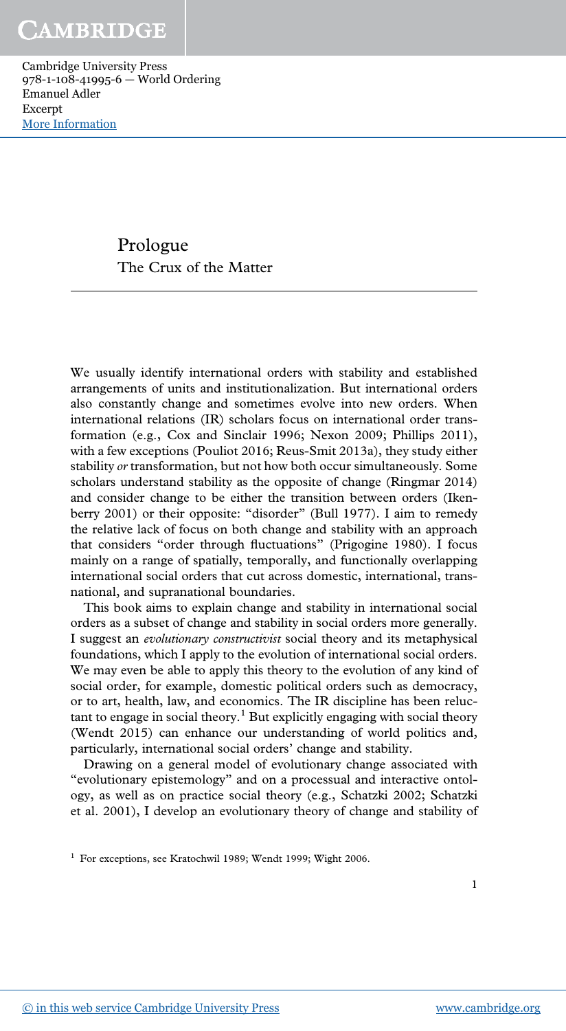# Prologue
## The Crux of the Matter

We usually identify international orders with stability and established arrangements of units and institutionalization. But international orders also constantly change and sometimes evolve into new orders. When international relations (IR) scholars focus on international order transformation (e.g., Cox and Sinclair 1996; Nexon 2009; Phillips 2011), with a few exceptions (Pouliot 2016; Reus-Smit 2013a), they study either stability *or* transformation, but not how both occur simultaneously. Some scholars understand stability as the opposite of change (Ringmar 2014) and consider change to be either the transition between orders (Ikenberry 2001) or their opposite: "disorder" (Bull 1977). I aim to remedy the relative lack of focus on both change and stability with an approach that considers "order through fluctuations" (Prigogine 1980). I focus mainly on a range of spatially, temporally, and functionally overlapping international social orders that cut across domestic, international, transnational, and supranational boundaries.

This book aims to explain change and stability in international social orders as a subset of change and stability in social orders more generally. I suggest an *evolutionary constructivist* social theory and its metaphysical foundations, which I apply to the evolution of international social orders. We may even be able to apply this theory to the evolution of any kind of social order, for example, domestic political orders such as democracy, or to art, health, law, and economics. The IR discipline has been reluctant to engage in social theory.[1] But explicitly engaging with social theory (Wendt 2015) can enhance our understanding of world politics and, particularly, international social orders' change and stability.

Drawing on a general model of evolutionary change associated with "evolutionary epistemology" and on a processual and interactive ontology, as well as on practice social theory (e.g., Schatzki 2002; Schatzki et al. 2001), I develop an evolutionary theory of change and stability of

[1] For exceptions, see Kratochwil 1989; Wendt 1999; Wight 2006.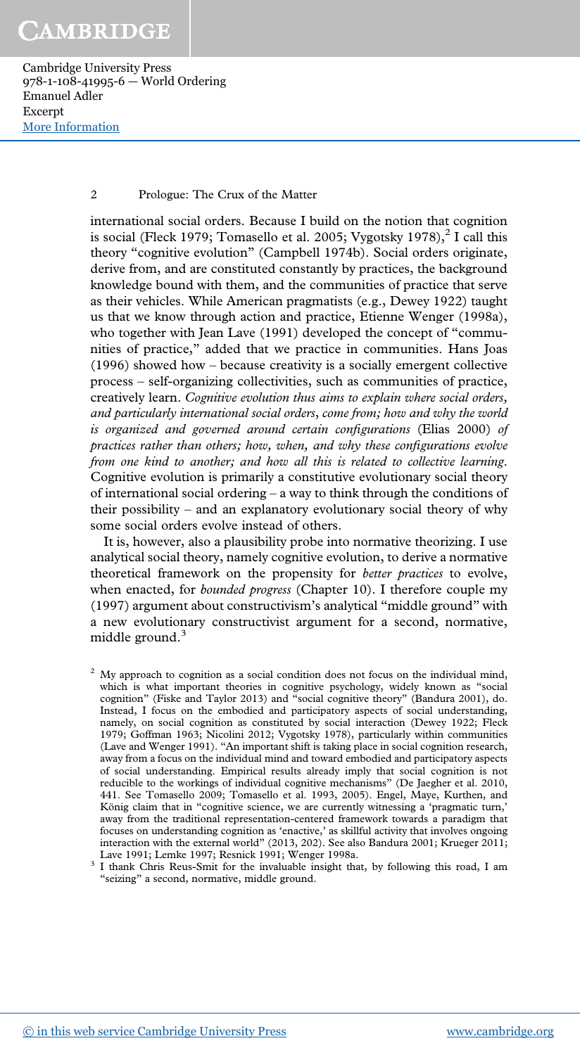international social orders. Because I build on the notion that cognition is social (Fleck 1979; Tomasello et al. 2005; Vygotsky 1978),[2] I call this theory "cognitive evolution" (Campbell 1974b). Social orders originate, derive from, and are constituted constantly by practices, the background knowledge bound with them, and the communities of practice that serve as their vehicles. While American pragmatists (e.g., Dewey 1922) taught us that we know through action and practice, Etienne Wenger (1998a), who together with Jean Lave (1991) developed the concept of "communities of practice," added that we practice in communities. Hans Joas (1996) showed how – because creativity is a socially emergent collective process – self-organizing collectivities, such as communities of practice, creatively learn. *Cognitive evolution thus aims to explain where social orders, and particularly international social orders, come from; how and why the world is organized and governed around certain configurations* (Elias 2000) *of practices rather than others; how, when, and why these configurations evolve from one kind to another; and how all this is related to collective learning*. Cognitive evolution is primarily a constitutive evolutionary social theory of international social ordering – a way to think through the conditions of their possibility – and an explanatory evolutionary social theory of why some social orders evolve instead of others.

It is, however, also a plausibility probe into normative theorizing. I use analytical social theory, namely cognitive evolution, to derive a normative theoretical framework on the propensity for *better practices* to evolve, when enacted, for *bounded progress* (Chapter 10). I therefore couple my (1997) argument about constructivism's analytical "middle ground" with a new evolutionary constructivist argument for a second, normative, middle ground.[3]

[2] My approach to cognition as a social condition does not focus on the individual mind, which is what important theories in cognitive psychology, widely known as "social cognition" (Fiske and Taylor 2013) and "social cognitive theory" (Bandura 2001), do. Instead, I focus on the embodied and participatory aspects of social understanding, namely, on social cognition as constituted by social interaction (Dewey 1922; Fleck 1979; Goffman 1963; Nicolini 2012; Vygotsky 1978), particularly within communities (Lave and Wenger 1991). "An important shift is taking place in social cognition research, away from a focus on the individual mind and toward embodied and participatory aspects of social understanding. Empirical results already imply that social cognition is not reducible to the workings of individual cognitive mechanisms" (De Jaegher et al. 2010, 441. See Tomasello 2009; Tomasello et al. 1993, 2005). Engel, Maye, Kurthen, and König claim that in "cognitive science, we are currently witnessing a 'pragmatic turn,' away from the traditional representation-centered framework towards a paradigm that focuses on understanding cognition as 'enactive,' as skillful activity that involves ongoing interaction with the external world" (2013, 202). See also Bandura 2001; Krueger 2011; Lave 1991; Lemke 1997; Resnick 1991; Wenger 1998a.

[3] I thank Chris Reus-Smit for the invaluable insight that, by following this road, I am "seizing" a second, normative, middle ground.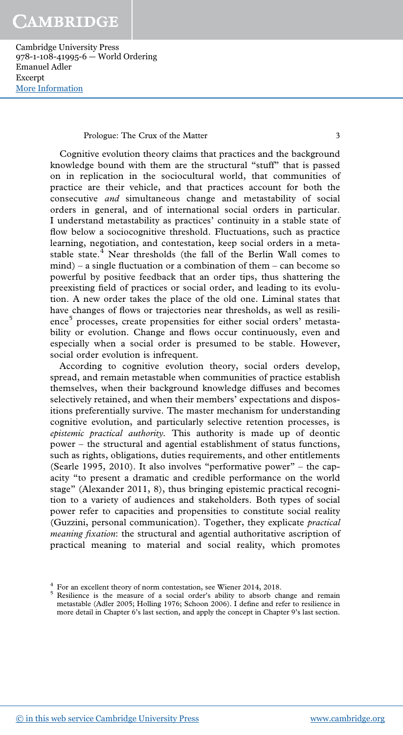Cognitive evolution theory claims that practices and the background knowledge bound with them are the structural "stuff" that is passed on in replication in the sociocultural world, that communities of practice are their vehicle, and that practices account for both the consecutive *and* simultaneous change and metastability of social orders in general, and of international social orders in particular. I understand metastability as practices' continuity in a stable state of flow below a sociocognitive threshold. Fluctuations, such as practice learning, negotiation, and contestation, keep social orders in a metastable state.[4] Near thresholds (the fall of the Berlin Wall comes to mind) – a single fluctuation or a combination of them – can become so powerful by positive feedback that an order tips, thus shattering the preexisting field of practices or social order, and leading to its evolution. A new order takes the place of the old one. Liminal states that have changes of flows or trajectories near thresholds, as well as resilience[5] processes, create propensities for either social orders' metastability or evolution. Change and flows occur continuously, even and especially when a social order is presumed to be stable. However, social order evolution is infrequent.

According to cognitive evolution theory, social orders develop, spread, and remain metastable when communities of practice establish themselves, when their background knowledge diffuses and becomes selectively retained, and when their members' expectations and dispositions preferentially survive. The master mechanism for understanding cognitive evolution, and particularly selective retention processes, is *epistemic practical authority*. This authority is made up of deontic power – the structural and agential establishment of status functions, such as rights, obligations, duties requirements, and other entitlements (Searle 1995, 2010). It also involves "performative power" – the capacity "to present a dramatic and credible performance on the world stage" (Alexander 2011, 8), thus bringing epistemic practical recognition to a variety of audiences and stakeholders. Both types of social power refer to capacities and propensities to constitute social reality (Guzzini, personal communication). Together, they explicate *practical meaning fixation*: the structural and agential authoritative ascription of practical meaning to material and social reality, which promotes

[4] For an excellent theory of norm contestation, see Wiener 2014, 2018.

[5] Resilience is the measure of a social order's ability to absorb change and remain metastable (Adler 2005; Holling 1976; Schoon 2006). I define and refer to resilience in more detail in Chapter 6's last section, and apply the concept in Chapter 9's last section.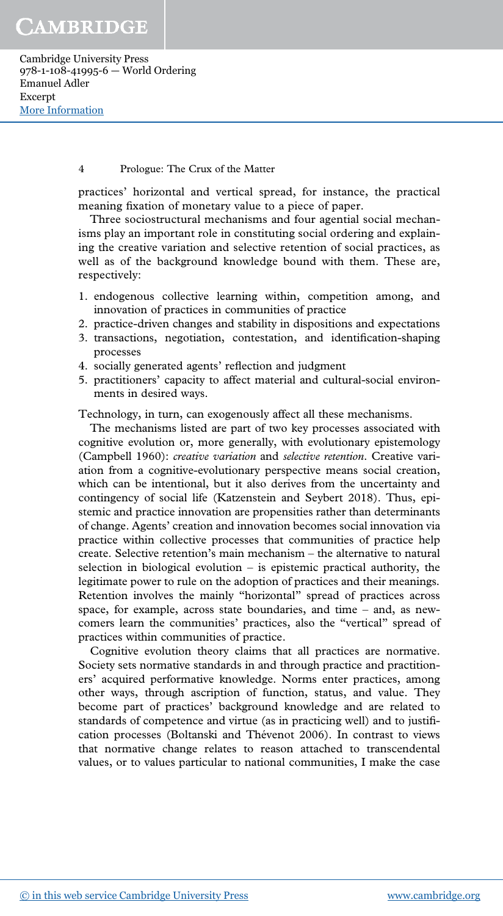practices' horizontal and vertical spread, for instance, the practical meaning fixation of monetary value to a piece of paper.

Three sociostructural mechanisms and four agential social mechanisms play an important role in constituting social ordering and explaining the creative variation and selective retention of social practices, as well as of the background knowledge bound with them. These are, respectively:

1. endogenous collective learning within, competition among, and innovation of practices in communities of practice
2. practice-driven changes and stability in dispositions and expectations
3. transactions, negotiation, contestation, and identification-shaping processes
4. socially generated agents' reflection and judgment
5. practitioners' capacity to affect material and cultural-social environments in desired ways.

Technology, in turn, can exogenously affect all these mechanisms.

The mechanisms listed are part of two key processes associated with cognitive evolution or, more generally, with evolutionary epistemology (Campbell 1960): *creative variation* and *selective retention*. Creative variation from a cognitive-evolutionary perspective means social creation, which can be intentional, but it also derives from the uncertainty and contingency of social life (Katzenstein and Seybert 2018). Thus, epistemic and practice innovation are propensities rather than determinants of change. Agents' creation and innovation becomes social innovation via practice within collective processes that communities of practice help create. Selective retention's main mechanism – the alternative to natural selection in biological evolution – is epistemic practical authority, the legitimate power to rule on the adoption of practices and their meanings. Retention involves the mainly "horizontal" spread of practices across space, for example, across state boundaries, and time – and, as newcomers learn the communities' practices, also the "vertical" spread of practices within communities of practice.

Cognitive evolution theory claims that all practices are normative. Society sets normative standards in and through practice and practitioners' acquired performative knowledge. Norms enter practices, among other ways, through ascription of function, status, and value. They become part of practices' background knowledge and are related to standards of competence and virtue (as in practicing well) and to justification processes (Boltanski and Thévenot 2006). In contrast to views that normative change relates to reason attached to transcendental values, or to values particular to national communities, I make the case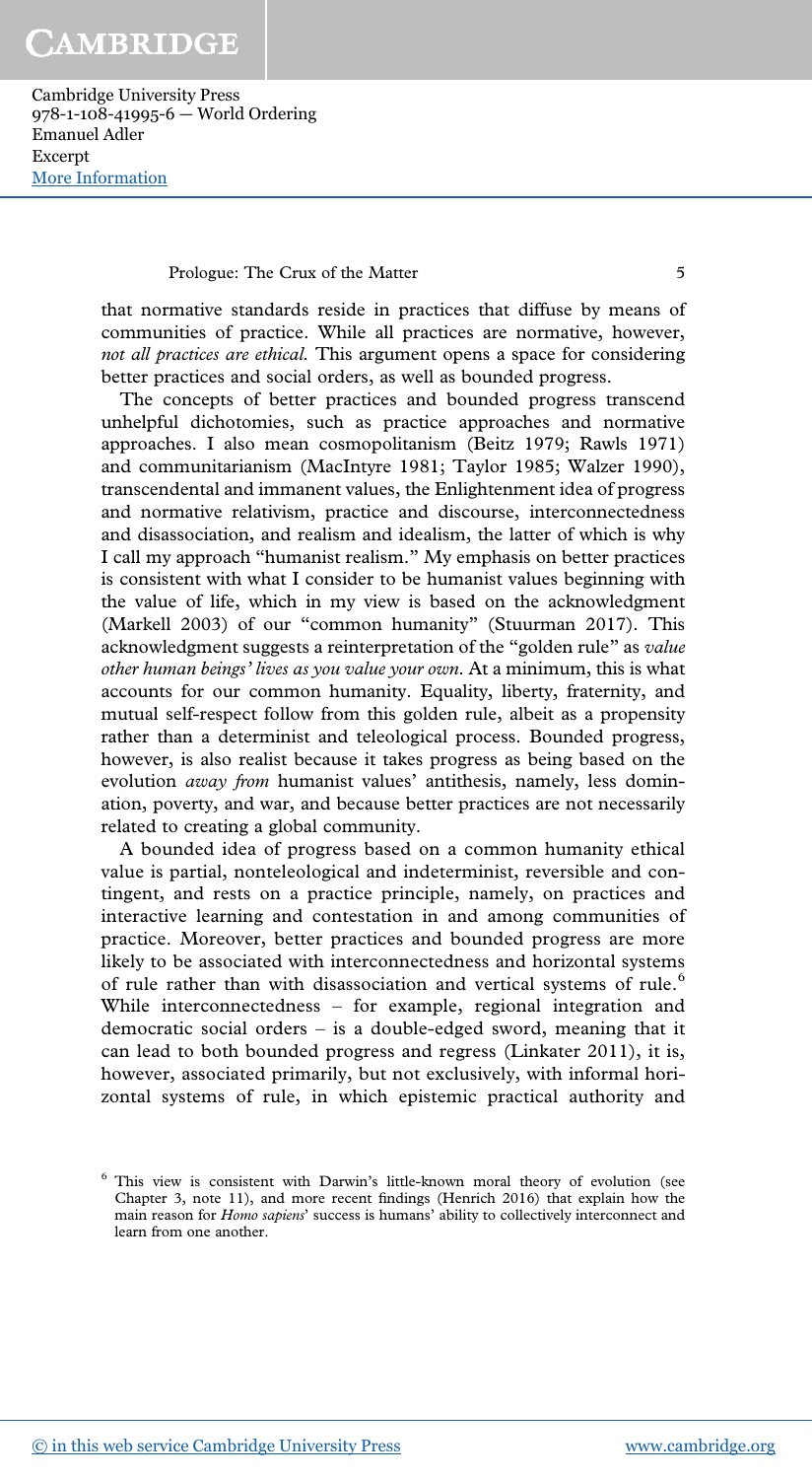that normative standards reside in practices that diffuse by means of communities of practice. While all practices are normative, however, *not all practices are ethical.* This argument opens a space for considering better practices and social orders, as well as bounded progress.

The concepts of better practices and bounded progress transcend unhelpful dichotomies, such as practice approaches and normative approaches. I also mean cosmopolitanism (Beitz 1979; Rawls 1971) and communitarianism (MacIntyre 1981; Taylor 1985; Walzer 1990), transcendental and immanent values, the Enlightenment idea of progress and normative relativism, practice and discourse, interconnectedness and disassociation, and realism and idealism, the latter of which is why I call my approach "humanist realism." My emphasis on better practices is consistent with what I consider to be humanist values beginning with the value of life, which in my view is based on the acknowledgment (Markell 2003) of our "common humanity" (Stuurman 2017). This acknowledgment suggests a reinterpretation of the "golden rule" as *value other human beings' lives as you value your own.* At a minimum, this is what accounts for our common humanity. Equality, liberty, fraternity, and mutual self-respect follow from this golden rule, albeit as a propensity rather than a determinist and teleological process. Bounded progress, however, is also realist because it takes progress as being based on the evolution *away from* humanist values' antithesis, namely, less domination, poverty, and war, and because better practices are not necessarily related to creating a global community.

A bounded idea of progress based on a common humanity ethical value is partial, nonteleological and indeterminist, reversible and contingent, and rests on a practice principle, namely, on practices and interactive learning and contestation in and among communities of practice. Moreover, better practices and bounded progress are more likely to be associated with interconnectedness and horizontal systems of rule rather than with disassociation and vertical systems of rule.[6] While interconnectedness – for example, regional integration and democratic social orders – is a double-edged sword, meaning that it can lead to both bounded progress and regress (Linkater 2011), it is, however, associated primarily, but not exclusively, with informal horizontal systems of rule, in which epistemic practical authority and

[6] This view is consistent with Darwin's little-known moral theory of evolution (see Chapter 3, note 11), and more recent findings (Henrich 2016) that explain how the main reason for *Homo sapiens*' success is humans' ability to collectively interconnect and learn from one another.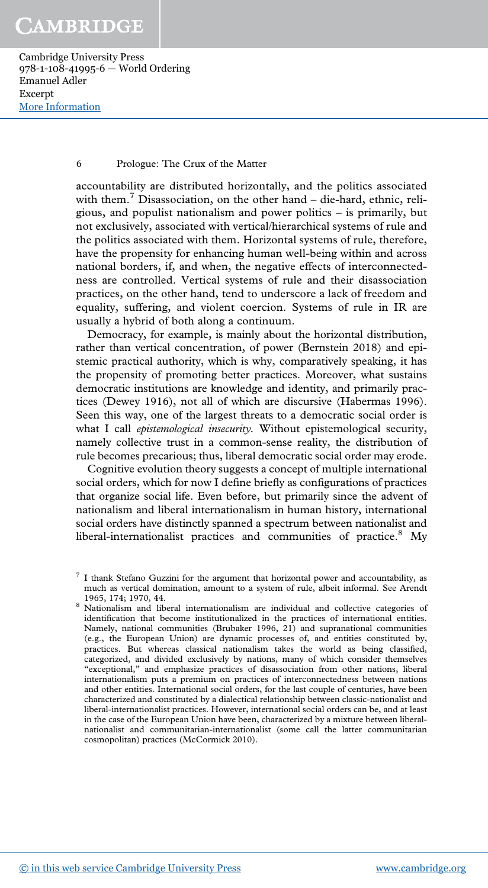accountability are distributed horizontally, and the politics associated with them.[7] Disassociation, on the other hand – die-hard, ethnic, religious, and populist nationalism and power politics – is primarily, but not exclusively, associated with vertical/hierarchical systems of rule and the politics associated with them. Horizontal systems of rule, therefore, have the propensity for enhancing human well-being within and across national borders, if, and when, the negative effects of interconnectedness are controlled. Vertical systems of rule and their disassociation practices, on the other hand, tend to underscore a lack of freedom and equality, suffering, and violent coercion. Systems of rule in IR are usually a hybrid of both along a continuum.

Democracy, for example, is mainly about the horizontal distribution, rather than vertical concentration, of power (Bernstein 2018) and epistemic practical authority, which is why, comparatively speaking, it has the propensity of promoting better practices. Moreover, what sustains democratic institutions are knowledge and identity, and primarily practices (Dewey 1916), not all of which are discursive (Habermas 1996). Seen this way, one of the largest threats to a democratic social order is what I call *epistemological insecurity*. Without epistemological security, namely collective trust in a common-sense reality, the distribution of rule becomes precarious; thus, liberal democratic social order may erode.

Cognitive evolution theory suggests a concept of multiple international social orders, which for now I define briefly as configurations of practices that organize social life. Even before, but primarily since the advent of nationalism and liberal internationalism in human history, international social orders have distinctly spanned a spectrum between nationalist and liberal-internationalist practices and communities of practice.[8] My

[7] I thank Stefano Guzzini for the argument that horizontal power and accountability, as much as vertical domination, amount to a system of rule, albeit informal. See Arendt 1965, 174; 1970, 44.

[8] Nationalism and liberal internationalism are individual and collective categories of identification that become institutionalized in the practices of international entities. Namely, national communities (Brubaker 1996, 21) and supranational communities (e.g., the European Union) are dynamic processes of, and entities constituted by, practices. But whereas classical nationalism takes the world as being classified, categorized, and divided exclusively by nations, many of which consider themselves "exceptional," and emphasize practices of disassociation from other nations, liberal internationalism puts a premium on practices of interconnectedness between nations and other entities. International social orders, for the last couple of centuries, have been characterized and constituted by a dialectical relationship between classic-nationalist and liberal-internationalist practices. However, international social orders can be, and at least in the case of the European Union have been, characterized by a mixture between liberal-nationalist and communitarian-internationalist (some call the latter communitarian cosmopolitan) practices (McCormick 2010).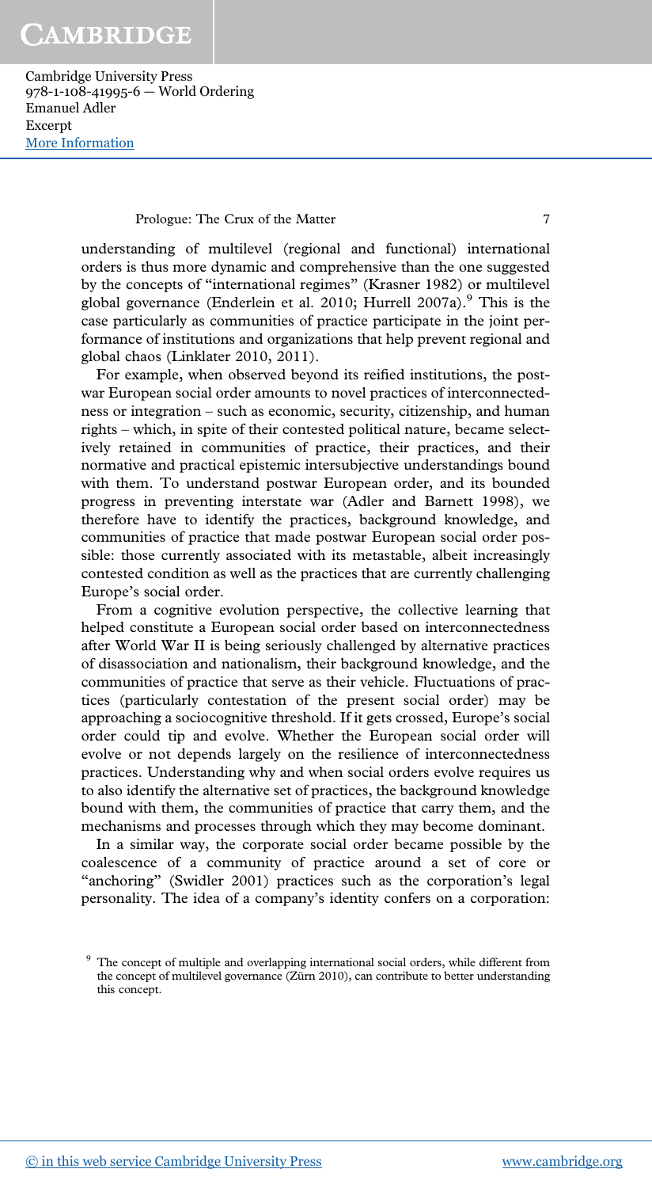understanding of multilevel (regional and functional) international orders is thus more dynamic and comprehensive than the one suggested by the concepts of "international regimes" (Krasner 1982) or multilevel global governance (Enderlein et al. 2010; Hurrell 2007a).[9] This is the case particularly as communities of practice participate in the joint performance of institutions and organizations that help prevent regional and global chaos (Linklater 2010, 2011).

For example, when observed beyond its reified institutions, the postwar European social order amounts to novel practices of interconnectedness or integration – such as economic, security, citizenship, and human rights – which, in spite of their contested political nature, became selectively retained in communities of practice, their practices, and their normative and practical epistemic intersubjective understandings bound with them. To understand postwar European order, and its bounded progress in preventing interstate war (Adler and Barnett 1998), we therefore have to identify the practices, background knowledge, and communities of practice that made postwar European social order possible: those currently associated with its metastable, albeit increasingly contested condition as well as the practices that are currently challenging Europe's social order.

From a cognitive evolution perspective, the collective learning that helped constitute a European social order based on interconnectedness after World War II is being seriously challenged by alternative practices of disassociation and nationalism, their background knowledge, and the communities of practice that serve as their vehicle. Fluctuations of practices (particularly contestation of the present social order) may be approaching a sociocognitive threshold. If it gets crossed, Europe's social order could tip and evolve. Whether the European social order will evolve or not depends largely on the resilience of interconnectedness practices. Understanding why and when social orders evolve requires us to also identify the alternative set of practices, the background knowledge bound with them, the communities of practice that carry them, and the mechanisms and processes through which they may become dominant.

In a similar way, the corporate social order became possible by the coalescence of a community of practice around a set of core or "anchoring" (Swidler 2001) practices such as the corporation's legal personality. The idea of a company's identity confers on a corporation:

[9] The concept of multiple and overlapping international social orders, while different from the concept of multilevel governance (Zürn 2010), can contribute to better understanding this concept.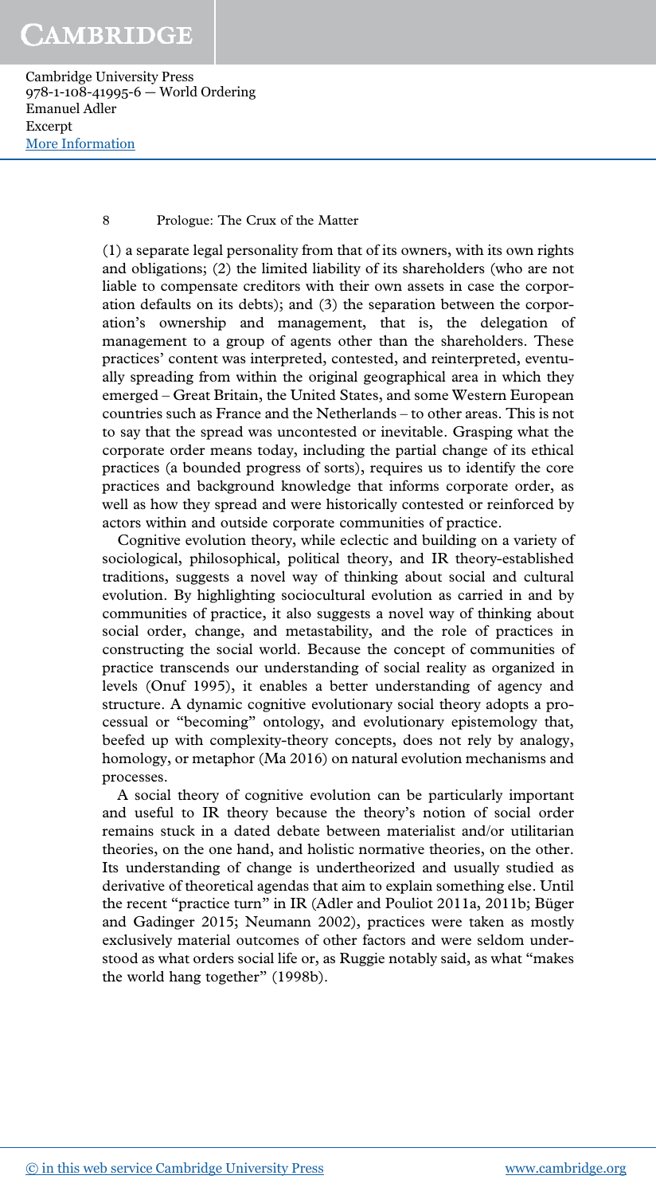(1) a separate legal personality from that of its owners, with its own rights and obligations; (2) the limited liability of its shareholders (who are not liable to compensate creditors with their own assets in case the corporation defaults on its debts); and (3) the separation between the corporation's ownership and management, that is, the delegation of management to a group of agents other than the shareholders. These practices' content was interpreted, contested, and reinterpreted, eventually spreading from within the original geographical area in which they emerged – Great Britain, the United States, and some Western European countries such as France and the Netherlands – to other areas. This is not to say that the spread was uncontested or inevitable. Grasping what the corporate order means today, including the partial change of its ethical practices (a bounded progress of sorts), requires us to identify the core practices and background knowledge that informs corporate order, as well as how they spread and were historically contested or reinforced by actors within and outside corporate communities of practice.

Cognitive evolution theory, while eclectic and building on a variety of sociological, philosophical, political theory, and IR theory-established traditions, suggests a novel way of thinking about social and cultural evolution. By highlighting sociocultural evolution as carried in and by communities of practice, it also suggests a novel way of thinking about social order, change, and metastability, and the role of practices in constructing the social world. Because the concept of communities of practice transcends our understanding of social reality as organized in levels (Onuf 1995), it enables a better understanding of agency and structure. A dynamic cognitive evolutionary social theory adopts a processual or "becoming" ontology, and evolutionary epistemology that, beefed up with complexity-theory concepts, does not rely by analogy, homology, or metaphor (Ma 2016) on natural evolution mechanisms and processes.

A social theory of cognitive evolution can be particularly important and useful to IR theory because the theory's notion of social order remains stuck in a dated debate between materialist and/or utilitarian theories, on the one hand, and holistic normative theories, on the other. Its understanding of change is undertheorized and usually studied as derivative of theoretical agendas that aim to explain something else. Until the recent "practice turn" in IR (Adler and Pouliot 2011a, 2011b; Büger and Gadinger 2015; Neumann 2002), practices were taken as mostly exclusively material outcomes of other factors and were seldom understood as what orders social life or, as Ruggie notably said, as what "makes the world hang together" (1998b).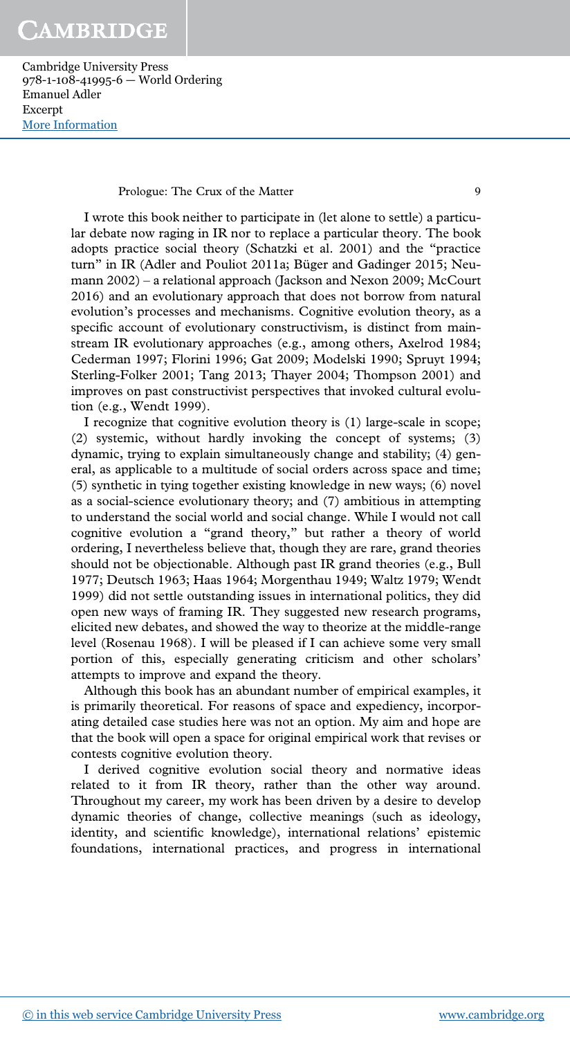I wrote this book neither to participate in (let alone to settle) a particular debate now raging in IR nor to replace a particular theory. The book adopts practice social theory (Schatzki et al. 2001) and the "practice turn" in IR (Adler and Pouliot 2011a; Büger and Gadinger 2015; Neumann 2002) – a relational approach (Jackson and Nexon 2009; McCourt 2016) and an evolutionary approach that does not borrow from natural evolution's processes and mechanisms. Cognitive evolution theory, as a specific account of evolutionary constructivism, is distinct from mainstream IR evolutionary approaches (e.g., among others, Axelrod 1984; Cederman 1997; Florini 1996; Gat 2009; Modelski 1990; Spruyt 1994; Sterling-Folker 2001; Tang 2013; Thayer 2004; Thompson 2001) and improves on past constructivist perspectives that invoked cultural evolution (e.g., Wendt 1999).

I recognize that cognitive evolution theory is (1) large-scale in scope; (2) systemic, without hardly invoking the concept of systems; (3) dynamic, trying to explain simultaneously change and stability; (4) general, as applicable to a multitude of social orders across space and time; (5) synthetic in tying together existing knowledge in new ways; (6) novel as a social-science evolutionary theory; and (7) ambitious in attempting to understand the social world and social change. While I would not call cognitive evolution a "grand theory," but rather a theory of world ordering, I nevertheless believe that, though they are rare, grand theories should not be objectionable. Although past IR grand theories (e.g., Bull 1977; Deutsch 1963; Haas 1964; Morgenthau 1949; Waltz 1979; Wendt 1999) did not settle outstanding issues in international politics, they did open new ways of framing IR. They suggested new research programs, elicited new debates, and showed the way to theorize at the middle-range level (Rosenau 1968). I will be pleased if I can achieve some very small portion of this, especially generating criticism and other scholars' attempts to improve and expand the theory.

Although this book has an abundant number of empirical examples, it is primarily theoretical. For reasons of space and expediency, incorporating detailed case studies here was not an option. My aim and hope are that the book will open a space for original empirical work that revises or contests cognitive evolution theory.

I derived cognitive evolution social theory and normative ideas related to it from IR theory, rather than the other way around. Throughout my career, my work has been driven by a desire to develop dynamic theories of change, collective meanings (such as ideology, identity, and scientific knowledge), international relations' epistemic foundations, international practices, and progress in international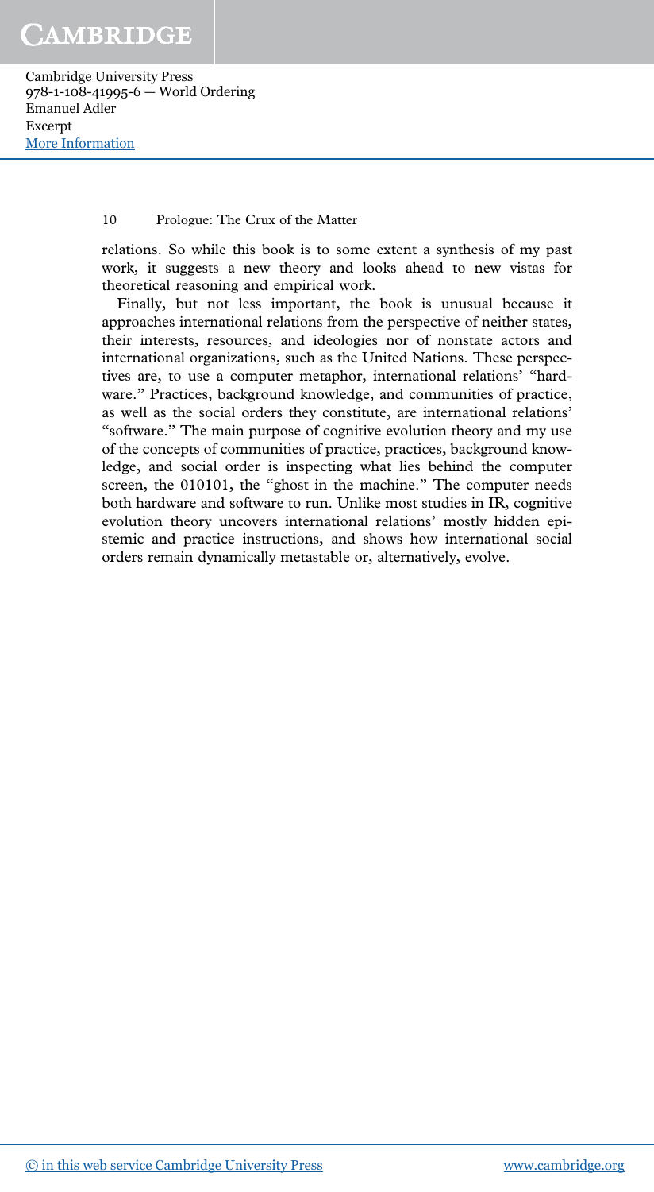relations. So while this book is to some extent a synthesis of my past work, it suggests a new theory and looks ahead to new vistas for theoretical reasoning and empirical work.

Finally, but not less important, the book is unusual because it approaches international relations from the perspective of neither states, their interests, resources, and ideologies nor of nonstate actors and international organizations, such as the United Nations. These perspectives are, to use a computer metaphor, international relations' "hardware." Practices, background knowledge, and communities of practice, as well as the social orders they constitute, are international relations' "software." The main purpose of cognitive evolution theory and my use of the concepts of communities of practice, practices, background knowledge, and social order is inspecting what lies behind the computer screen, the 010101, the "ghost in the machine." The computer needs both hardware and software to run. Unlike most studies in IR, cognitive evolution theory uncovers international relations' mostly hidden epistemic and practice instructions, and shows how international social orders remain dynamically metastable or, alternatively, evolve.